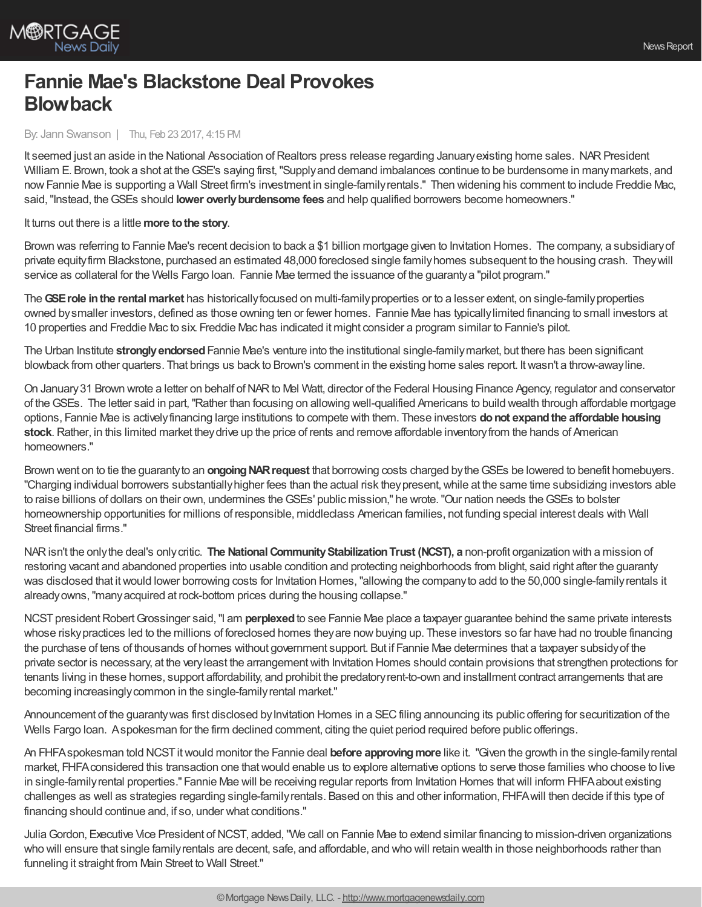# Fannie Mae's Blackstone Deal Provokes Blowback

By: Jann Swanson | Thu, Feb 23 2017, 4:15 PM

It seemed just an aside in the National Association of Realtors press release regarding January existing home sales. NAR President William E. Brown, took a shot at the GSE's saying first, "Supply and demand imbalances continue to be burdensome in many markets, and now Fannie Mae is supporting a Wall Street firm's investment in single-family rentals." Then widening his comment to include Freddie Mac, said, "Instead, the GSEs should **lower overly burdensome fees** and help qualified borrowers become homeowners."

It turns out there is a little **more to the story**.

Brown was referring to Fannie Mae's recent decision to back a $1 billion mortgage given to Invitation Homes. The company, a subsidiary of private equity firm Blackstone, purchased an estimated 48,000 foreclosed single family homes subsequent to the housing crash. They will service as collateral for the Wells Fargo loan. Fannie Mae termed the issuance of the guaranty a "pilot program."

The **GSE role in the rental market** has historically focused on multi-family properties or to a lesser extent, on single-family properties owned by smaller investors, defined as those owning ten or fewer homes. Fannie Mae has typically limited financing to small investors at 10 properties and Freddie Mac to six. Freddie Mac has indicated it might consider a program similar to Fannie's pilot.

The Urban Institute **strongly endorsed** Fannie Mae's venture into the institutional single-family market, but there has been significant blowback from other quarters. That brings us back to Brown's comment in the existing home sales report. It wasn't a throw-away line.

On January 31 Brown wrote a letter on behalf of NAR to Mel Watt, director of the Federal Housing Finance Agency, regulator and conservator of the GSEs. The letter said in part, "Rather than focusing on allowing well-qualified Americans to build wealth through affordable mortgage options, Fannie Mae is actively financing large institutions to compete with them. These investors **do not expand the affordable housing stock**. Rather, in this limited market they drive up the price of rents and remove affordable inventory from the hands of American homeowners."

Brown went on to tie the guaranty to an **ongoing NAR request** that borrowing costs charged by the GSEs be lowered to benefit homebuyers. "Charging individual borrowers substantially higher fees than the actual risk they present, while at the same time subsidizing investors able to raise billions of dollars on their own, undermines the GSEs' public mission," he wrote. "Our nation needs the GSEs to bolster homeownership opportunities for millions of responsible, middleclass American families, not funding special interest deals with Wall Street financial firms."

NAR isn't the only the deal's only critic. **The National Community Stabilization Trust (NCST), a** non-profit organization with a mission of restoring vacant and abandoned properties into usable condition and protecting neighborhoods from blight, said right after the guaranty was disclosed that it would lower borrowing costs for Invitation Homes, "allowing the company to add to the 50,000 single-family rentals it already owns, "many acquired at rock-bottom prices during the housing collapse."

NCST president Robert Grossinger said, "I am **perplexed** to see Fannie Mae place a taxpayer guarantee behind the same private interests whose risky practices led to the millions of foreclosed homes they are now buying up. These investors so far have had no trouble financing the purchase of tens of thousands of homes without government support. But if Fannie Mae determines that a taxpayer subsidy of the private sector is necessary, at the very least the arrangement with Invitation Homes should contain provisions that strengthen protections for tenants living in these homes, support affordability, and prohibit the predatory rent-to-own and installment contract arrangements that are becoming increasingly common in the single-family rental market."

Announcement of the guaranty was first disclosed by Invitation Homes in a SEC filing announcing its public offering for securitization of the Wells Fargo loan. A spokesman for the firm declined comment, citing the quiet period required before public offerings.

An FHFA spokesman told NCST it would monitor the Fannie deal **before approving more** like it. "Given the growth in the single-family rental market, FHFA considered this transaction one that would enable us to explore alternative options to serve those families who choose to live in single-family rental properties." Fannie Mae will be receiving regular reports from Invitation Homes that will inform FHFA about existing challenges as well as strategies regarding single-family rentals. Based on this and other information, FHFA will then decide if this type of financing should continue and, if so, under what conditions."

Julia Gordon, Executive Vice President of NCST, added, "We call on Fannie Mae to extend similar financing to mission-driven organizations who will ensure that single family rentals are decent, safe, and affordable, and who will retain wealth in those neighborhoods rather than funneling it straight from Main Street to Wall Street."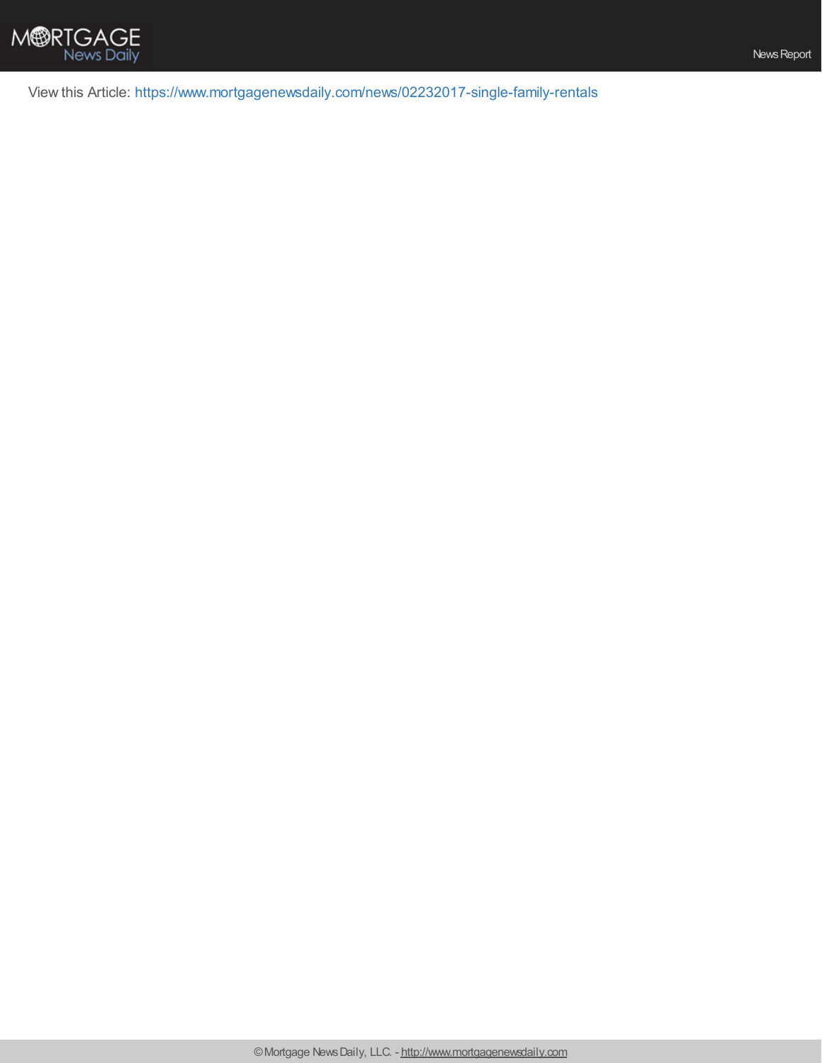View this Article: https://www.mortgagenewsdaily.com/news/02232017-single-family-rentals